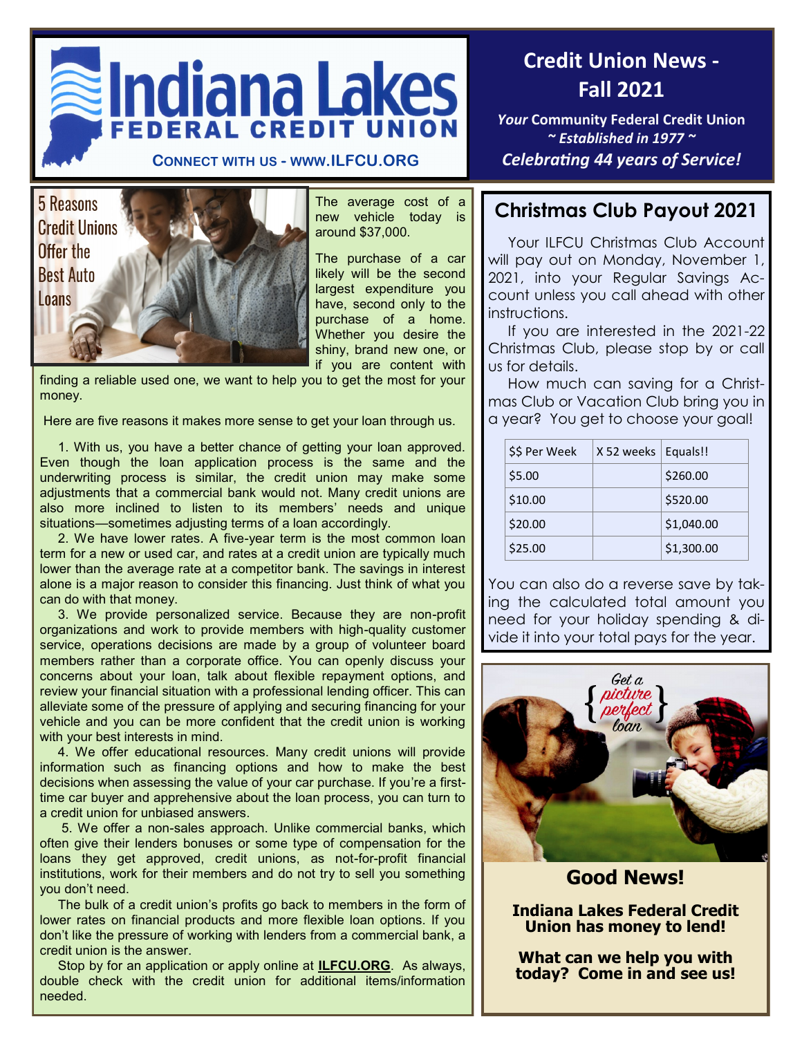# Indiana Lakes Federal Credit Union

CONNECT WITH US - WWW.ILFCU.ORG

## Credit Union News - Fall 2021

***Your* Community Federal Credit Union**

***~ Established in 1977 ~***

***Celebrating 44 years of Service!***

## 5 Reasons Credit Unions Offer the Best Auto Loans

The average cost of a new vehicle today is around $37,000.

The purchase of a car likely will be the second largest expenditure you have, second only to the purchase of a home. Whether you desire the shiny, brand new one, or if you are content with finding a reliable used one, we want to help you to get the most for your money.

Here are five reasons it makes more sense to get your loan through us.

1. With us, you have a better chance of getting your loan approved. Even though the loan application process is the same and the underwriting process is similar, the credit union may make some adjustments that a commercial bank would not. Many credit unions are also more inclined to listen to its members' needs and unique situations—sometimes adjusting terms of a loan accordingly.

2. We have lower rates. A five-year term is the most common loan term for a new or used car, and rates at a credit union are typically much lower than the average rate at a competitor bank. The savings in interest alone is a major reason to consider this financing. Just think of what you can do with that money.

3. We provide personalized service. Because they are non-profit organizations and work to provide members with high-quality customer service, operations decisions are made by a group of volunteer board members rather than a corporate office. You can openly discuss your concerns about your loan, talk about flexible repayment options, and review your financial situation with a professional lending officer. This can alleviate some of the pressure of applying and securing financing for your vehicle and you can be more confident that the credit union is working with your best interests in mind.

4. We offer educational resources. Many credit unions will provide information such as financing options and how to make the best decisions when assessing the value of your car purchase. If you're a first-time car buyer and apprehensive about the loan process, you can turn to a credit union for unbiased answers.

5. We offer a non-sales approach. Unlike commercial banks, which often give their lenders bonuses or some type of compensation for the loans they get approved, credit unions, as not-for-profit financial institutions, work for their members and do not try to sell you something you don't need.

The bulk of a credit union's profits go back to members in the form of lower rates on financial products and more flexible loan options. If you don't like the pressure of working with lenders from a commercial bank, a credit union is the answer.

Stop by for an application or apply online at **ILFCU.ORG**. As always, double check with the credit union for additional items/information needed.

## Christmas Club Payout 2021

Your ILFCU Christmas Club Account will pay out on Monday, November 1, 2021, into your Regular Savings Account unless you call ahead with other instructions.

If you are interested in the 2021-22 Christmas Club, please stop by or call us for details.

How much can saving for a Christmas Club or Vacation Club bring you in a year? You get to choose your goal!

| $$ Per Week | X 52 weeks | Equals!! |
|---|---|---|
| $5.00 | | $260.00 |
| $10.00 | | $520.00 |
| $20.00 | | $1,040.00 |
| $25.00 | | $1,300.00 |

You can also do a reverse save by taking the calculated total amount you need for your holiday spending & divide it into your total pays for the year.

Get a {picture perfect} loan

## Good News!

**Indiana Lakes Federal Credit Union has money to lend!**

**What can we help you with today? Come in and see us!**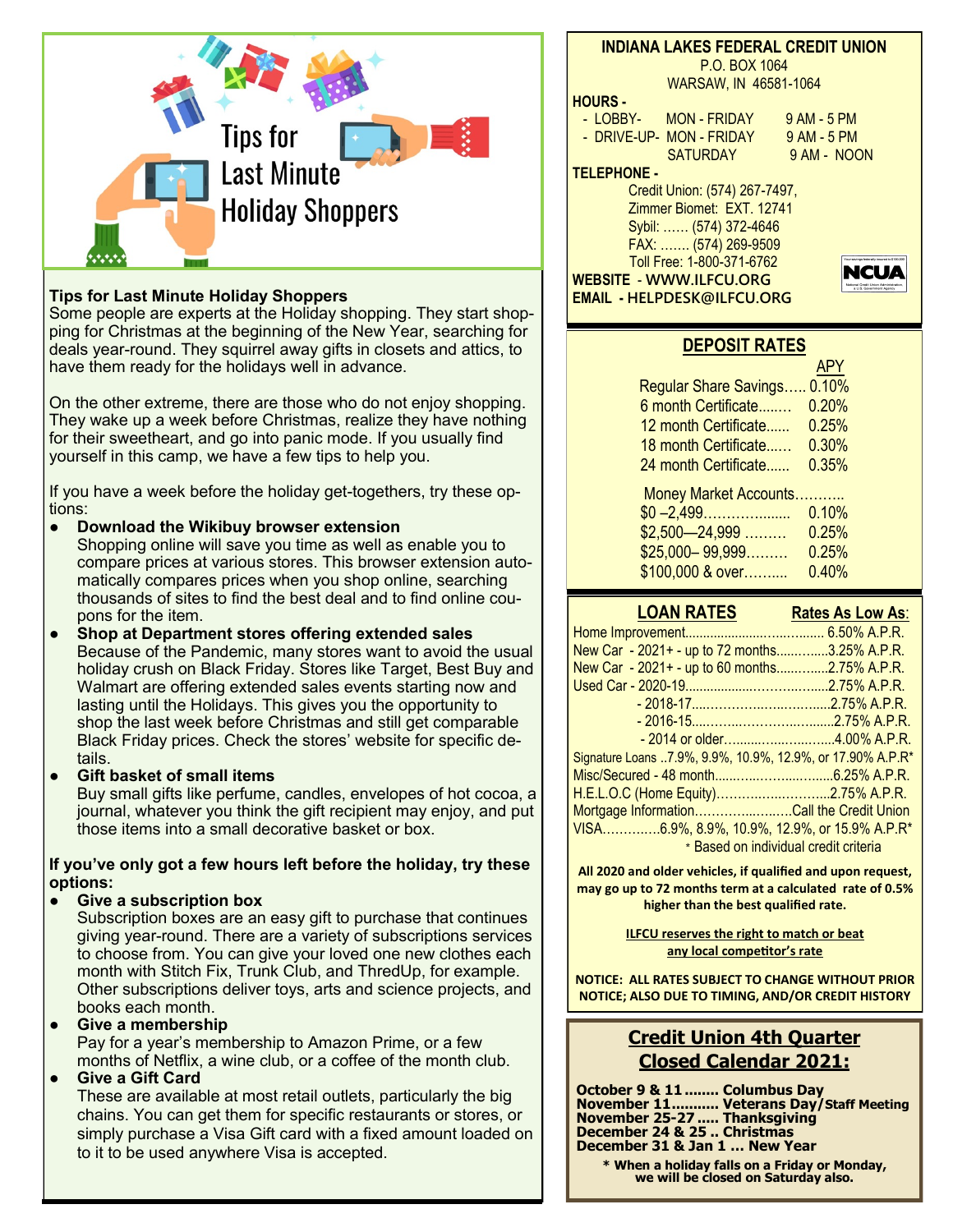# Tips for Last Minute Holiday Shoppers

### Tips for Last Minute Holiday Shoppers

Some people are experts at the Holiday shopping. They start shopping for Christmas at the beginning of the New Year, searching for deals year-round. They squirrel away gifts in closets and attics, to have them ready for the holidays well in advance.

On the other extreme, there are those who do not enjoy shopping. They wake up a week before Christmas, realize they have nothing for their sweetheart, and go into panic mode. If you usually find yourself in this camp, we have a few tips to help you.

If you have a week before the holiday get-togethers, try these options:

- **Download the Wikibuy browser extension**
  Shopping online will save you time as well as enable you to compare prices at various stores. This browser extension automatically compares prices when you shop online, searching thousands of sites to find the best deal and to find online coupons for the item.
- **Shop at Department stores offering extended sales**
  Because of the Pandemic, many stores want to avoid the usual holiday crush on Black Friday. Stores like Target, Best Buy and Walmart are offering extended sales events starting now and lasting until the Holidays. This gives you the opportunity to shop the last week before Christmas and still get comparable Black Friday prices. Check the stores' website for specific details.
- **Gift basket of small items**
  Buy small gifts like perfume, candles, envelopes of hot cocoa, a journal, whatever you think the gift recipient may enjoy, and put those items into a small decorative basket or box.

**If you've only got a few hours left before the holiday, try these options:**

- **Give a subscription box**
  Subscription boxes are an easy gift to purchase that continues giving year-round. There are a variety of subscriptions services to choose from. You can give your loved one new clothes each month with Stitch Fix, Trunk Club, and ThredUp, for example. Other subscriptions deliver toys, arts and science projects, and books each month.
- **Give a membership**
  Pay for a year's membership to Amazon Prime, or a few months of Netflix, a wine club, or a coffee of the month club.
- **Give a Gift Card**
  These are available at most retail outlets, particularly the big chains. You can get them for specific restaurants or stores, or simply purchase a Visa Gift card with a fixed amount loaded on to it to be used anywhere Visa is accepted.

## INDIANA LAKES FEDERAL CREDIT UNION

P.O. BOX 1064
WARSAW, IN 46581-1064

**HOURS -**

| | | |
|---|---|---|
| - LOBBY- | MON - FRIDAY | 9 AM - 5 PM |
| - DRIVE-UP- | MON - FRIDAY | 9 AM - 5 PM |
| | SATURDAY | 9 AM - NOON |

**TELEPHONE -**

Credit Union: (574) 267-7497,
Zimmer Biomet: EXT. 12741
Sybil: …… (574) 372-4646
FAX: ……. (574) 269-9509
Toll Free: 1-800-371-6762

**WEBSITE - WWW.ILFCU.ORG**
**EMAIL - HELPDESK@ILFCU.ORG**

NCUA

## DEPOSIT RATES

| | APY |
|---|---|
| Regular Share Savings | 0.10% |
| 6 month Certificate | 0.20% |
| 12 month Certificate | 0.25% |
| 18 month Certificate | 0.30% |
| 24 month Certificate | 0.35% |
| **Money Market Accounts** | |
| $0 –2,499 | 0.10% |
| $2,500—24,999 | 0.25% |
| $25,000– 99,999 | 0.25% |
| $100,000 & over | 0.40% |

## LOAN RATES

| | Rates As Low As: |
|---|---|
| Home Improvement | 6.50% A.P.R. |
| New Car - 2021+ - up to 72 months | 3.25% A.P.R. |
| New Car - 2021+ - up to 60 months | 2.75% A.P.R. |
| Used Car - 2020-19 | 2.75% A.P.R. |
| - 2018-17 | 2.75% A.P.R. |
| - 2016-15 | 2.75% A.P.R. |
| - 2014 or older | 4.00% A.P.R. |
| Signature Loans | 7.9%, 9.9%, 10.9%, 12.9%, or 17.90% A.P.R* |
| Misc/Secured - 48 month | 6.25% A.P.R. |
| H.E.L.O.C (Home Equity) | 2.75% A.P.R. |
| Mortgage Information | Call the Credit Union |
| VISA | 6.9%, 8.9%, 10.9%, 12.9%, or 15.9% A.P.R* |

* Based on individual credit criteria

**All 2020 and older vehicles, if qualified and upon request, may go up to 72 months term at a calculated rate of 0.5% higher than the best qualified rate.**

**ILFCU reserves the right to match or beat any local competitor's rate**

**NOTICE: ALL RATES SUBJECT TO CHANGE WITHOUT PRIOR NOTICE; ALSO DUE TO TIMING, AND/OR CREDIT HISTORY**

## Credit Union 4th Quarter Closed Calendar 2021:

**October 9 & 11 ........ Columbus Day**
**November 11........... Veterans Day/Staff Meeting**
**November 25-27 ..... Thanksgiving**
**December 24 & 25 .. Christmas**
**December 31 & Jan 1 … New Year**

**\* When a holiday falls on a Friday or Monday, we will be closed on Saturday also.**